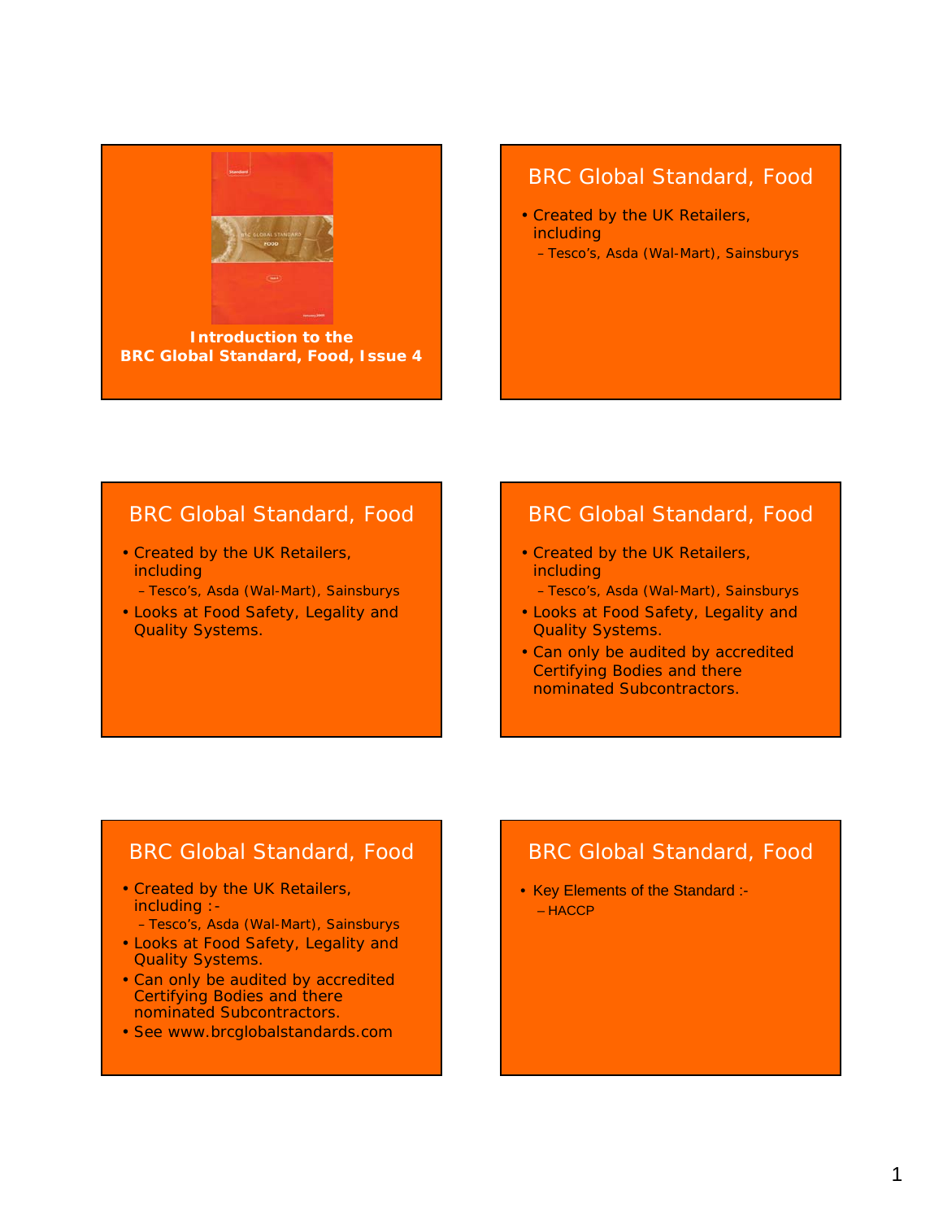**Introduction to the BRC Global Standard, Food, Issue 4**

## BRC Global Standard, Food

- Created by the UK Retailers, including
  - Tesco's, Asda (Wal-Mart), Sainsburys

## BRC Global Standard, Food

- Created by the UK Retailers, including
  - Tesco's, Asda (Wal-Mart), Sainsburys
- Looks at Food Safety, Legality and Quality Systems.

## BRC Global Standard, Food

- Created by the UK Retailers, including
  - Tesco's, Asda (Wal-Mart), Sainsburys
- Looks at Food Safety, Legality and Quality Systems.
- Can only be audited by accredited Certifying Bodies and there nominated Subcontractors.

## BRC Global Standard, Food

- Created by the UK Retailers, including :-
  - Tesco's, Asda (Wal-Mart), Sainsburys
- Looks at Food Safety, Legality and Quality Systems.
- Can only be audited by accredited Certifying Bodies and there nominated Subcontractors.
- See www.brcglobalstandards.com

## BRC Global Standard, Food

- Key Elements of the Standard :-
  - HACCP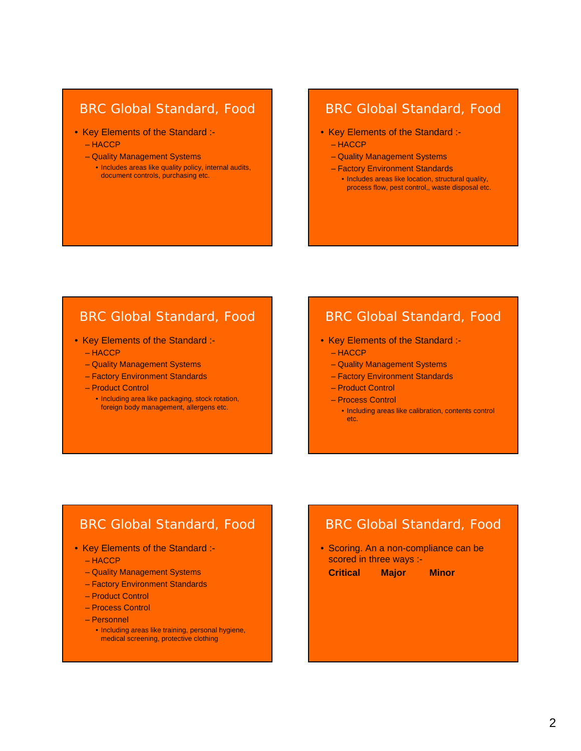## BRC Global Standard, Food

- Key Elements of the Standard :-
  - HACCP
  - Quality Management Systems
    - Includes areas like quality policy, internal audits, document controls, purchasing etc.

## BRC Global Standard, Food

- Key Elements of the Standard :-
  - HACCP
  - Quality Management Systems
  - Factory Environment Standards
    - Includes areas like location, structural quality, process flow, pest control,, waste disposal etc.

## BRC Global Standard, Food

- Key Elements of the Standard :-
  - HACCP
  - Quality Management Systems
  - Factory Environment Standards
  - Product Control
    - Including area like packaging, stock rotation, foreign body management, allergens etc.

## BRC Global Standard, Food

- Key Elements of the Standard :-
  - HACCP
  - Quality Management Systems
  - Factory Environment Standards
  - Product Control
  - Process Control
    - Including areas like calibration, contents control etc.

## BRC Global Standard, Food

- Key Elements of the Standard :-
  - HACCP
  - Quality Management Systems
  - Factory Environment Standards
  - Product Control
  - Process Control
  - Personnel
    - Including areas like training, personal hygiene, medical screening, protective clothing

## BRC Global Standard, Food

- Scoring. An a non-compliance can be scored in three ways :-

**Critical** **Major** **Minor**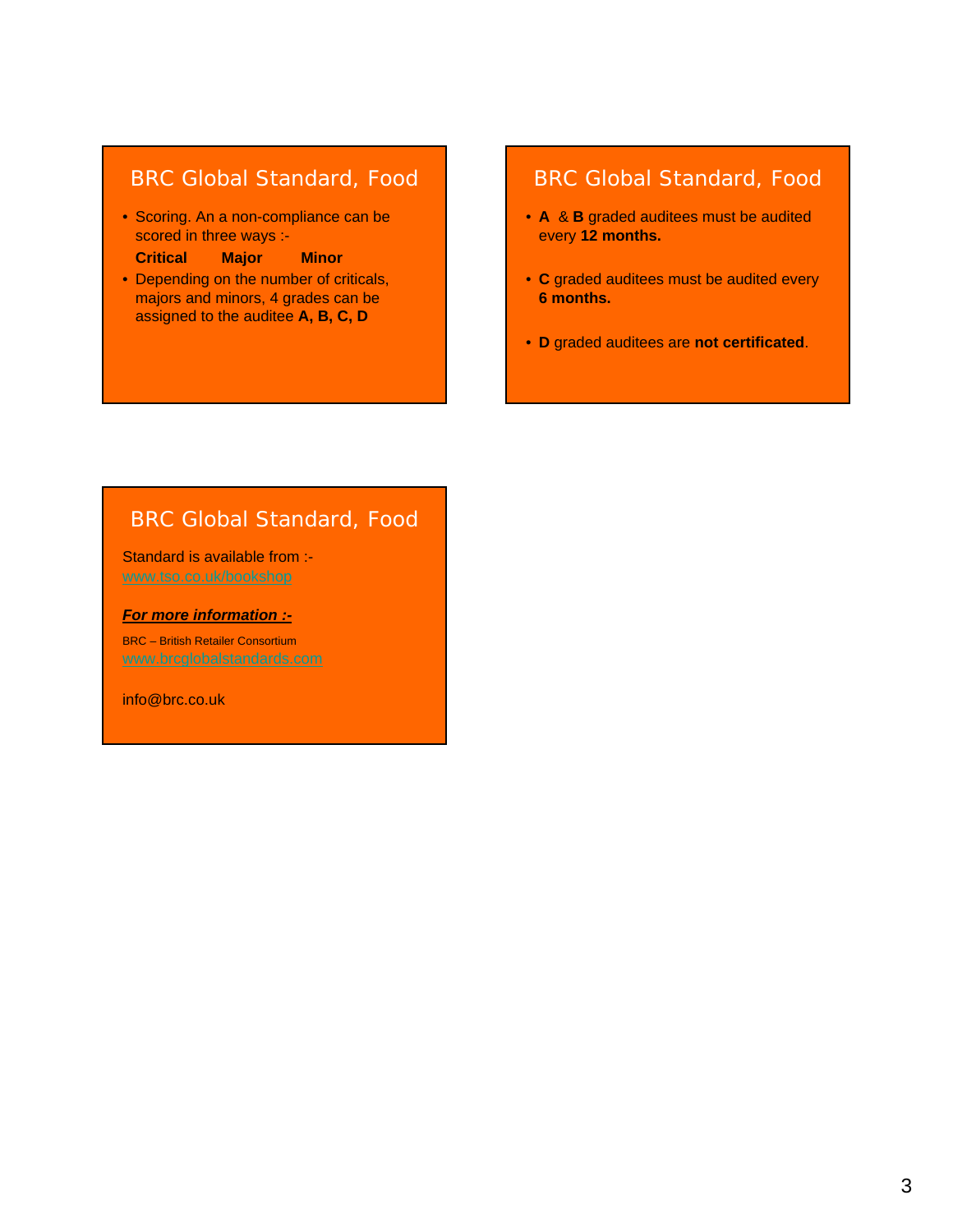## BRC Global Standard, Food

- Scoring. An a non-compliance can be scored in three ways :-

  **Critical** **Major** **Minor**

- Depending on the number of criticals, majors and minors, 4 grades can be assigned to the auditee **A, B, C, D**

## BRC Global Standard, Food

- **A** & **B** graded auditees must be audited every **12 months.**
- **C** graded auditees must be audited every **6 months.**
- **D** graded auditees are **not certificated**.

## BRC Global Standard, Food

Standard is available from :-
www.tso.co.uk/bookshop

***For more information :-***

BRC – British Retailer Consortium
www.brcglobalstandards.com

info@brc.co.uk